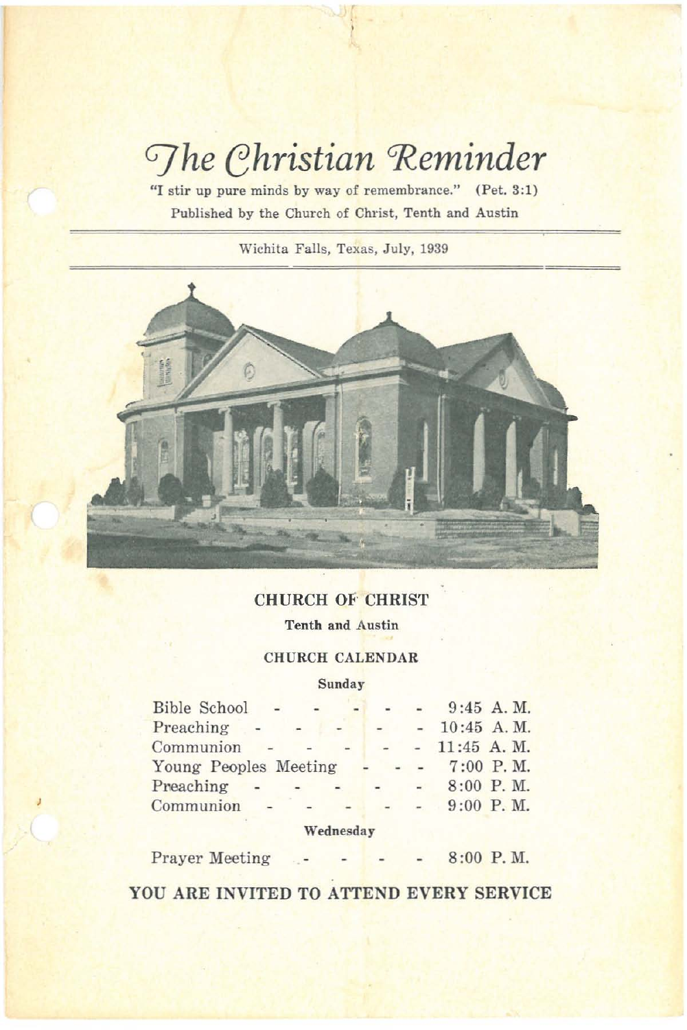# The Christian Reminder

"I stir up pure minds by way of remembrance." (Pet. 3:1)

Published by the Church of Christ, Tenth and Austin

Wichita Falls, Texas, July, 1939

## CHURCH OF CHRIST

**Tenth and Austin**

### CHURCH CALENDAR

**Sunday**

| | |
|---|---|
| Bible School | 9:45 A. M. |
| Preaching | 10:45 A. M. |
| Communion | 11:45 A. M. |
| Young Peoples Meeting | 7:00 P. M. |
| Preaching | 8:00 P. M. |
| Communion | 9:00 P. M. |

**Wednesday**

| | |
|---|---|
| Prayer Meeting | 8:00 P. M. |

**YOU ARE INVITED TO ATTEND EVERY SERVICE**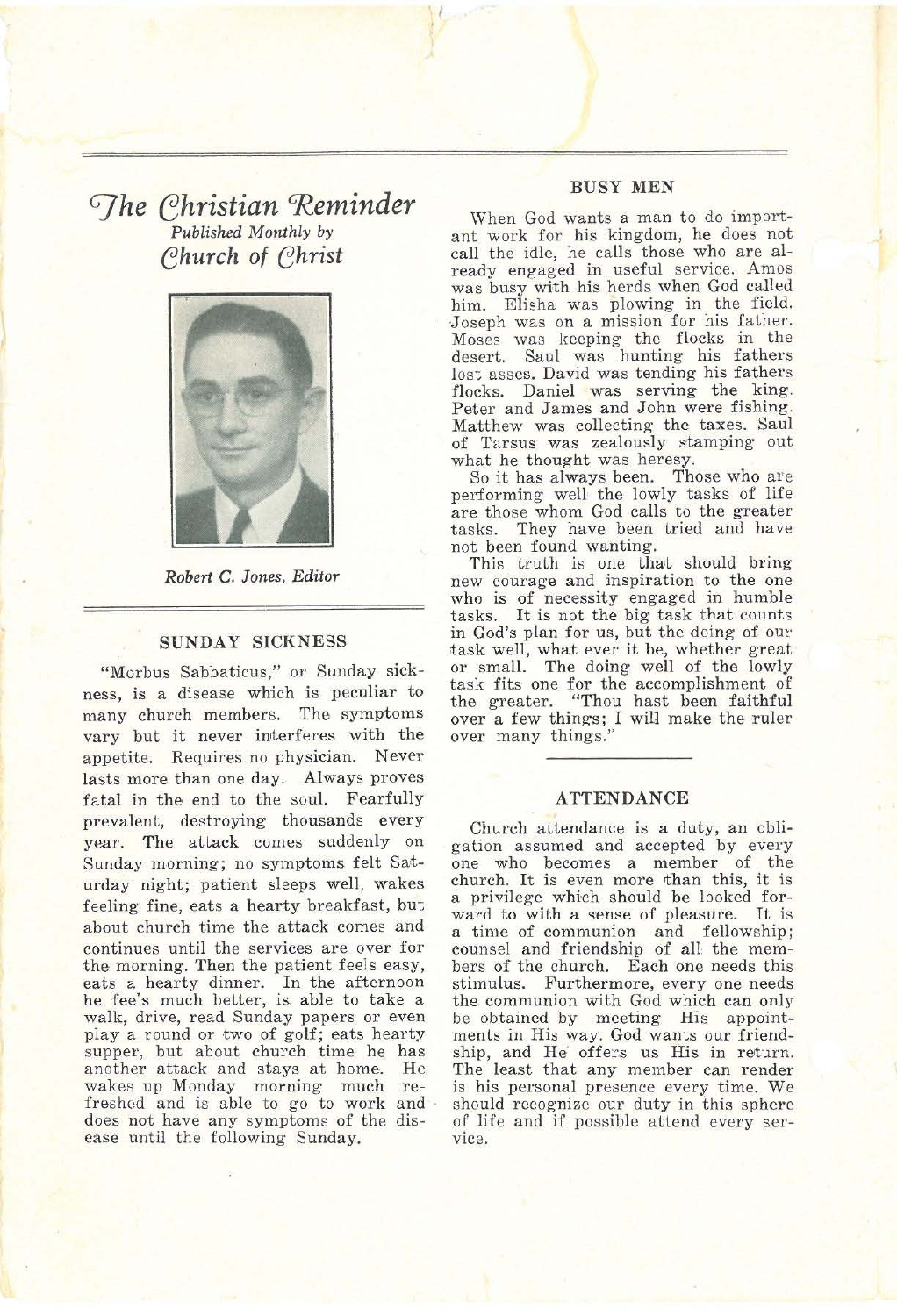# The Christian Reminder

*Published Monthly by*

*Church of Christ*

*Robert C. Jones, Editor*

## SUNDAY SICKNESS

"Morbus Sabbaticus," or Sunday sickness, is a disease which is peculiar to many church members. The symptoms vary but it never interferes with the appetite. Requires no physician. Never lasts more than one day. Always proves fatal in the end to the soul. Fearfully prevalent, destroying thousands every year. The attack comes suddenly on Sunday morning; no symptoms felt Saturday night; patient sleeps well, wakes feeling fine, eats a hearty breakfast, but about church time the attack comes and continues until the services are over for the morning. Then the patient feels easy, eats a hearty dinner. In the afternoon he fee's much better, is able to take a walk, drive, read Sunday papers or even play a round or two of golf; eats hearty supper, but about church time he has another attack and stays at home. He wakes up Monday morning much refreshed and is able to go to work and does not have any symptoms of the disease until the following Sunday.

## BUSY MEN

When God wants a man to do important work for his kingdom, he does not call the idle, he calls those who are already engaged in useful service. Amos was busy with his herds when God called him. Elisha was plowing in the field. Joseph was on a mission for his father. Moses was keeping the flocks in the desert. Saul was hunting his fathers lost asses. David was tending his fathers flocks. Daniel was serving the king. Peter and James and John were fishing. Matthew was collecting the taxes. Saul of Tarsus was zealously stamping out what he thought was heresy.

So it has always been. Those who are performing well the lowly tasks of life are those whom God calls to the greater tasks. They have been tried and have not been found wanting.

This truth is one that should bring new courage and inspiration to the one who is of necessity engaged in humble tasks. It is not the big task that counts in God's plan for us, but the doing of our task well, what ever it be, whether great or small. The doing well of the lowly task fits one for the accomplishment of the greater. "Thou hast been faithful over a few things; I will make the ruler over many things."

## ATTENDANCE

Church attendance is a duty, an obligation assumed and accepted by every one who becomes a member of the church. It is even more than this, it is a privilege which should be looked forward to with a sense of pleasure. It is a time of communion and fellowship; counsel and friendship of all the members of the church. Each one needs this stimulus. Furthermore, every one needs the communion with God which can only be obtained by meeting His appointments in His way. God wants our friendship, and He offers us His in return. The least that any member can render is his personal presence every time. We should recognize our duty in this sphere of life and if possible attend every service.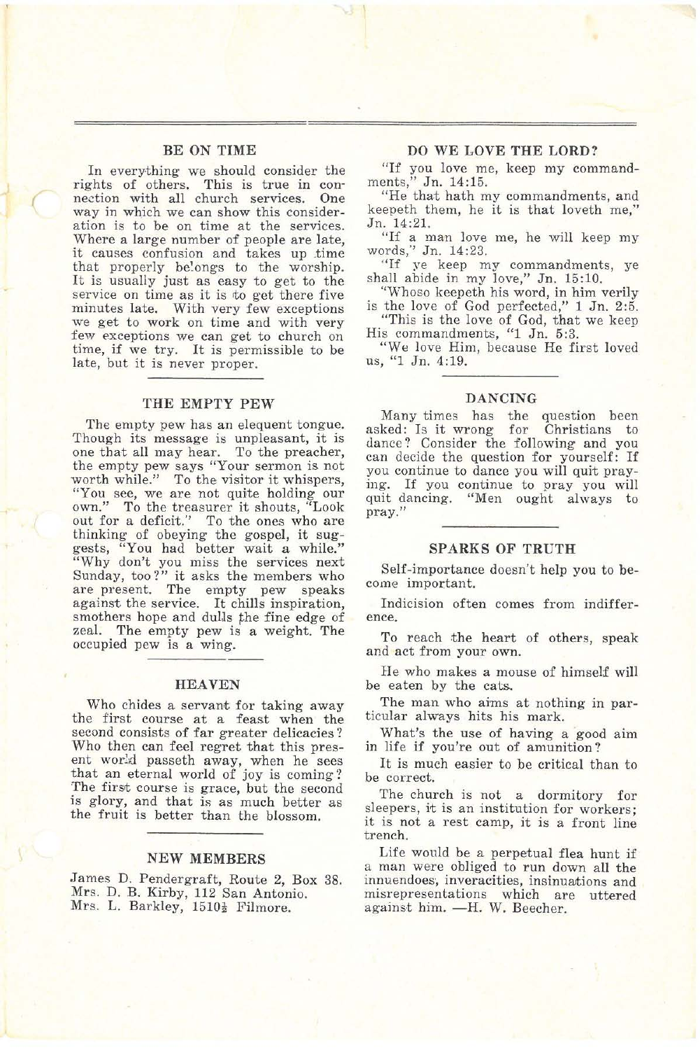## BE ON TIME

In everything we should consider the rights of others. This is true in connection with all church services. One way in which we can show this consideration is to be on time at the services. Where a large number of people are late, it causes confusion and takes up time that properly belongs to the worship. It is usually just as easy to get to the service on time as it is to get there five minutes late. With very few exceptions we get to work on time and with very few exceptions we can get to church on time, if we try. It is permissible to be late, but it is never proper.

## THE EMPTY PEW

The empty pew has an elequent tongue. Though its message is unpleasant, it is one that all may hear. To the preacher, the empty pew says "Your sermon is not worth while." To the visitor it whispers, "You see, we are not quite holding our own." To the treasurer it shouts, "Look out for a deficit." To the ones who are thinking of obeying the gospel, it suggests, "You had better wait a while." "Why don't you miss the services next Sunday, too?" it asks the members who are present. The empty pew speaks against the service. It chills inspiration, smothers hope and dulls the fine edge of zeal. The empty pew is a weight. The occupied pew is a wing.

## HEAVEN

Who chides a servant for taking away the first course at a feast when the second consists of far greater delicacies? Who then can feel regret that this present world passeth away, when he sees that an eternal world of joy is coming? The first course is grace, but the second is glory, and that is as much better as the fruit is better than the blossom.

## NEW MEMBERS

James D. Pendergraft, Route 2, Box 38.
Mrs. D. B. Kirby, 112 San Antonio.
Mrs. L. Barkley, 1510½ Filmore.

## DO WE LOVE THE LORD?

"If you love me, keep my commandments," Jn. 14:15.

"He that hath my commandments, and keepeth them, he it is that loveth me," Jn. 14:21.

"If a man love me, he will keep my words," Jn. 14:23.

"If ye keep my commandments, ye shall abide in my love," Jn. 15:10.

"Whoso keepeth his word, in him verily is the love of God perfected," 1 Jn. 2:5.

"This is the love of God, that we keep His commandments, "1 Jn. 5:3.

"We love Him, because He first loved us, "1 Jn. 4:19.

## DANCING

Many times has the question been asked: Is it wrong for Christians to dance? Consider the following and you can decide the question for yourself: If you continue to dance you will quit praying. If you continue to pray you will quit dancing. "Men ought always to pray."

## SPARKS OF TRUTH

Self-importance doesn't help you to become important.

Indicision often comes from indifference.

To reach the heart of others, speak and act from your own.

He who makes a mouse of himself will be eaten by the cats.

The man who aims at nothing in particular always hits his mark.

What's the use of having a good aim in life if you're out of amunition?

It is much easier to be critical than to be correct.

The church is not a dormitory for sleepers, it is an institution for workers; it is not a rest camp, it is a front line trench.

Life would be a perpetual flea hunt if a man were obliged to run down all the innuendoes, inveracities, insinuations and misrepresentations which are uttered against him. —H. W. Beecher.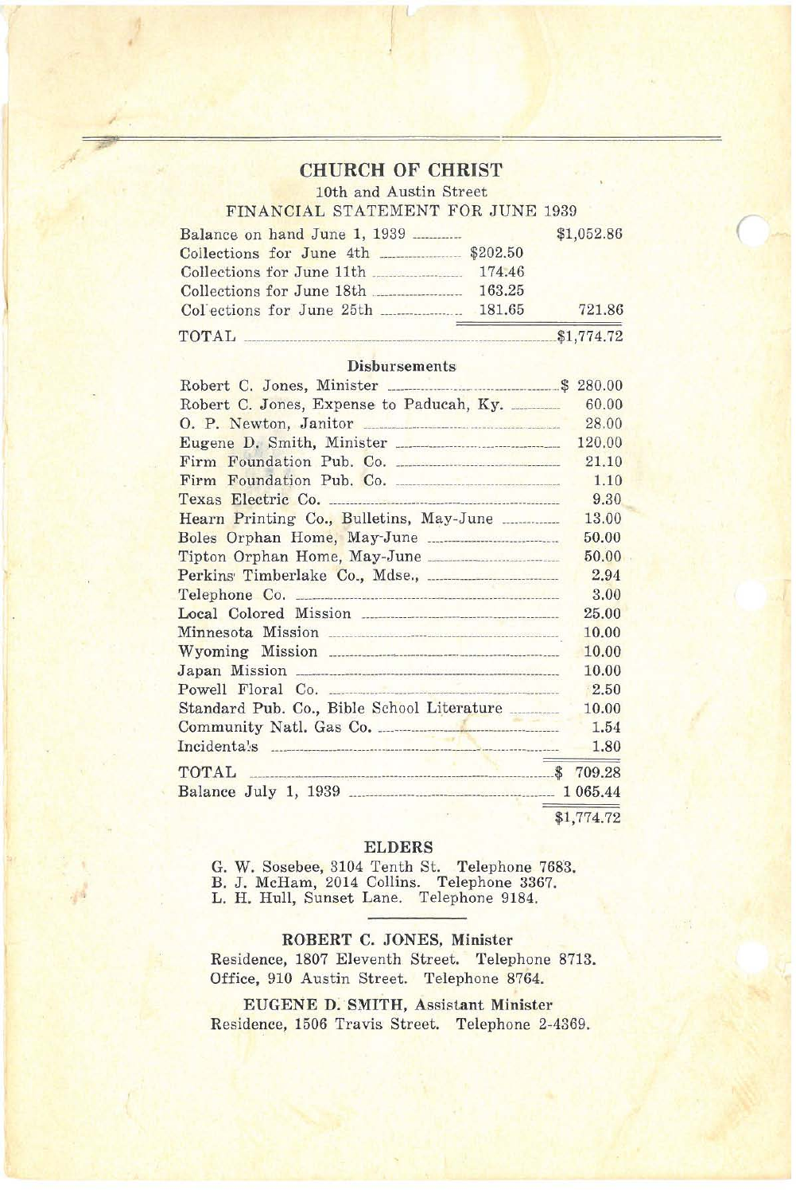## CHURCH OF CHRIST

10th and Austin Street

FINANCIAL STATEMENT FOR JUNE 1939

| | | |
|---|---|---|
| Balance on hand June 1, 1939 | | $1,052.86 |
| Collections for June 4th | $202.50 | |
| Collections for June 11th | 174.46 | |
| Collections for June 18th | 163.25 | |
| Collections for June 25th | 181.65 | 721.86 |
| TOTAL | | $1,774.72 |

### Disbursements

| | |
|---|---|
| Robert C. Jones, Minister | $ 280.00 |
| Robert C. Jones, Expense to Paducah, Ky. | 60.00 |
| O. P. Newton, Janitor | 28.00 |
| Eugene D. Smith, Minister | 120.00 |
| Firm Foundation Pub. Co. | 21.10 |
| Firm Foundation Pub. Co. | 1.10 |
| Texas Electric Co. | 9.30 |
| Hearn Printing Co., Bulletins, May-June | 13.00 |
| Boles Orphan Home, May-June | 50.00 |
| Tipton Orphan Home, May-June | 50.00 |
| Perkins Timberlake Co., Mdse., | 2.94 |
| Telephone Co. | 3.00 |
| Local Colored Mission | 25.00 |
| Minnesota Mission | 10.00 |
| Wyoming Mission | 10.00 |
| Japan Mission | 10.00 |
| Powell Floral Co. | 2.50 |
| Standard Pub. Co., Bible School Literature | 10.00 |
| Community Natl. Gas Co. | 1.54 |
| Incidentals | 1.80 |
| TOTAL | $ 709.28 |
| Balance July 1, 1939 | 1 065.44 |
| | $1,774.72 |

### ELDERS

G. W. Sosebee, 3104 Tenth St. Telephone 7683.
B. J. McHam, 2014 Collins. Telephone 3367.
L. H. Hull, Sunset Lane. Telephone 9184.

**ROBERT C. JONES, Minister**

Residence, 1807 Eleventh Street. Telephone 8713.
Office, 910 Austin Street. Telephone 8764.

**EUGENE D. SMITH, Assistant Minister**

Residence, 1506 Travis Street. Telephone 2-4369.